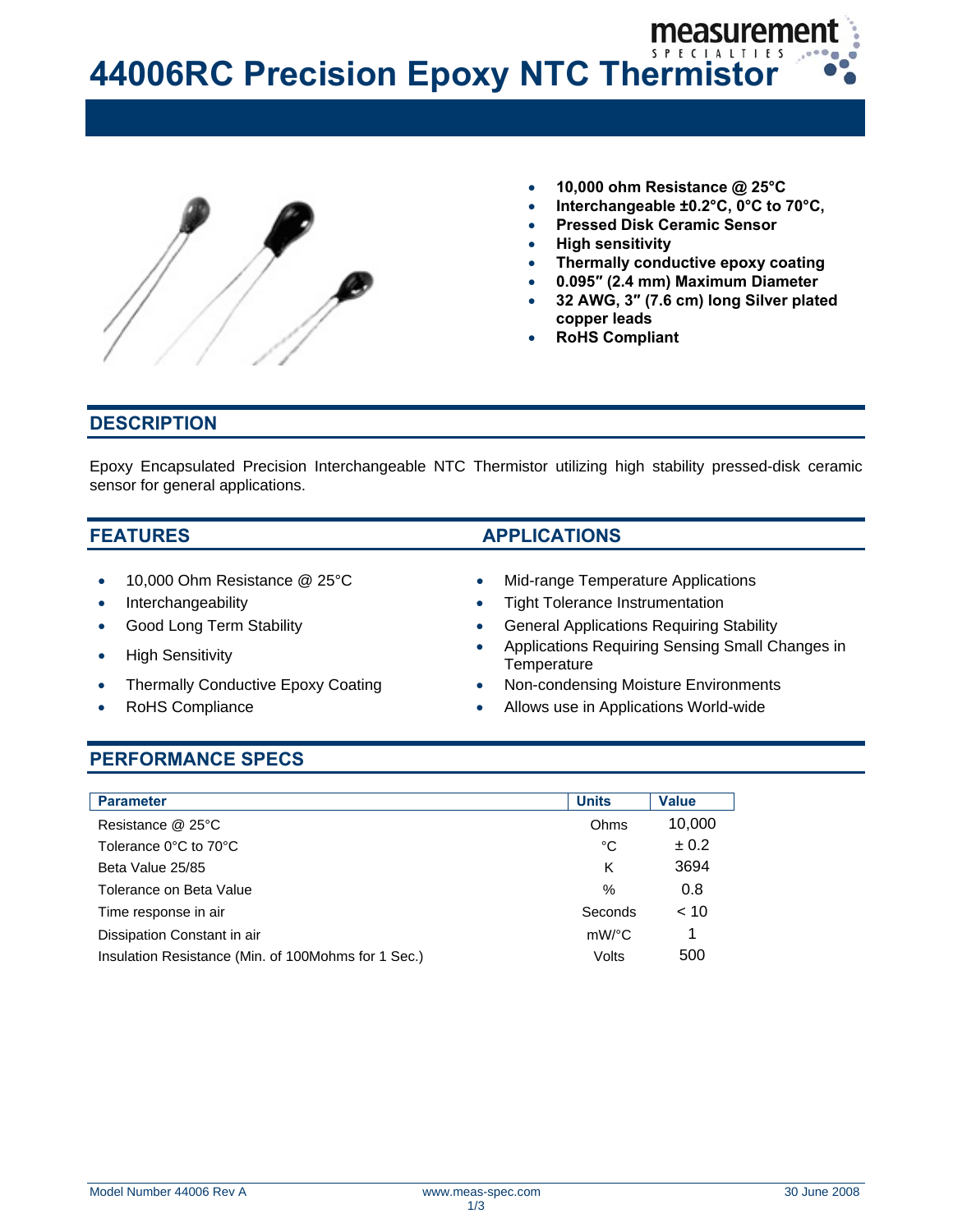# 44006RC Precision Epoxy NTC Thermistor

- **10,000 ohm Resistance @ 25°C**
- **Interchangeable ±0.2°C, 0°C to 70°C,**
- **Pressed Disk Ceramic Sensor**
- **High sensitivity**
- **Thermally conductive epoxy coating**
- **0.095″ (2.4 mm) Maximum Diameter**
- **32 AWG, 3″ (7.6 cm) long Silver plated copper leads**
- **RoHS Compliant**

## DESCRIPTION

Epoxy Encapsulated Precision Interchangeable NTC Thermistor utilizing high stability pressed-disk ceramic sensor for general applications.

## FEATURES

- 10,000 Ohm Resistance @ 25°C
- Interchangeability
- Good Long Term Stability
- High Sensitivity
- Thermally Conductive Epoxy Coating
- RoHS Compliance

## APPLICATIONS

- Mid-range Temperature Applications
- Tight Tolerance Instrumentation
- General Applications Requiring Stability
- Applications Requiring Sensing Small Changes in Temperature
- Non-condensing Moisture Environments
- Allows use in Applications World-wide

## PERFORMANCE SPECS

| Parameter | Units | Value |
|---|---|---|
| Resistance @ 25°C | Ohms | 10,000 |
| Tolerance 0°C to 70°C | °C | ± 0.2 |
| Beta Value 25/85 | K | 3694 |
| Tolerance on Beta Value | % | 0.8 |
| Time response in air | Seconds | < 10 |
| Dissipation Constant in air | mW/°C | 1 |
| Insulation Resistance (Min. of 100Mohms for 1 Sec.) | Volts | 500 |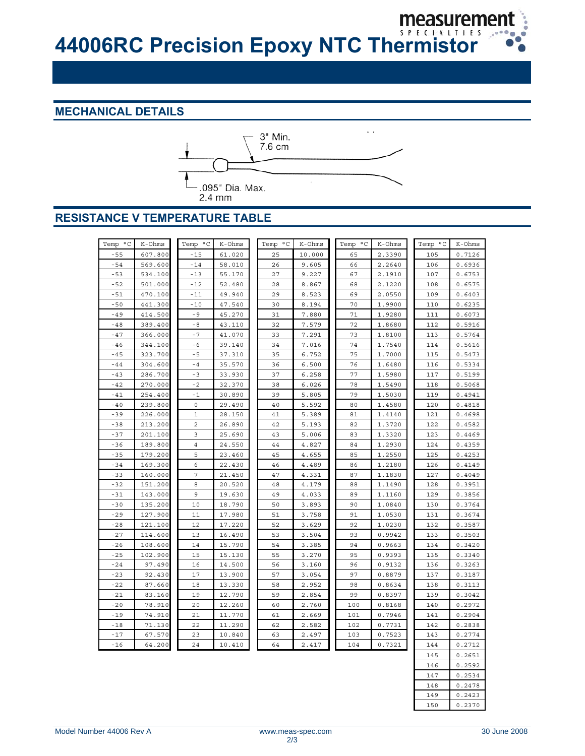# 44006RC Precision Epoxy NTC Thermistor

## MECHANICAL DETAILS

3" Min.
7.6 cm

.095" Dia. Max.
2.4 mm

## RESISTANCE V TEMPERATURE TABLE

| Temp °C | K-Ohms | Temp °C | K-Ohms | Temp °C | K-Ohms | Temp °C | K-Ohms | Temp °C | K-Ohms |
|---|---|---|---|---|---|---|---|---|---|
| -55 | 607.800 | -15 | 61.020 | 25 | 10.000 | 65 | 2.3390 | 105 | 0.7126 |
| -54 | 569.600 | -14 | 58.010 | 26 | 9.605 | 66 | 2.2640 | 106 | 0.6936 |
| -53 | 534.100 | -13 | 55.170 | 27 | 9.227 | 67 | 2.1910 | 107 | 0.6753 |
| -52 | 501.000 | -12 | 52.480 | 28 | 8.867 | 68 | 2.1220 | 108 | 0.6575 |
| -51 | 470.100 | -11 | 49.940 | 29 | 8.523 | 69 | 2.0550 | 109 | 0.6403 |
| -50 | 441.300 | -10 | 47.540 | 30 | 8.194 | 70 | 1.9900 | 110 | 0.6235 |
| -49 | 414.500 | -9 | 45.270 | 31 | 7.880 | 71 | 1.9280 | 111 | 0.6073 |
| -48 | 389.400 | -8 | 43.110 | 32 | 7.579 | 72 | 1.8680 | 112 | 0.5916 |
| -47 | 366.000 | -7 | 41.070 | 33 | 7.291 | 73 | 1.8100 | 113 | 0.5764 |
| -46 | 344.100 | -6 | 39.140 | 34 | 7.016 | 74 | 1.7540 | 114 | 0.5616 |
| -45 | 323.700 | -5 | 37.310 | 35 | 6.752 | 75 | 1.7000 | 115 | 0.5473 |
| -44 | 304.600 | -4 | 35.570 | 36 | 6.500 | 76 | 1.6480 | 116 | 0.5334 |
| -43 | 286.700 | -3 | 33.930 | 37 | 6.258 | 77 | 1.5980 | 117 | 0.5199 |
| -42 | 270.000 | -2 | 32.370 | 38 | 6.026 | 78 | 1.5490 | 118 | 0.5068 |
| -41 | 254.400 | -1 | 30.890 | 39 | 5.805 | 79 | 1.5030 | 119 | 0.4941 |
| -40 | 239.800 | 0 | 29.490 | 40 | 5.592 | 80 | 1.4580 | 120 | 0.4818 |
| -39 | 226.000 | 1 | 28.150 | 41 | 5.389 | 81 | 1.4140 | 121 | 0.4698 |
| -38 | 213.200 | 2 | 26.890 | 42 | 5.193 | 82 | 1.3720 | 122 | 0.4582 |
| -37 | 201.100 | 3 | 25.690 | 43 | 5.006 | 83 | 1.3320 | 123 | 0.4469 |
| -36 | 189.800 | 4 | 24.550 | 44 | 4.827 | 84 | 1.2930 | 124 | 0.4359 |
| -35 | 179.200 | 5 | 23.460 | 45 | 4.655 | 85 | 1.2550 | 125 | 0.4253 |
| -34 | 169.300 | 6 | 22.430 | 46 | 4.489 | 86 | 1.2180 | 126 | 0.4149 |
| -33 | 160.000 | 7 | 21.450 | 47 | 4.331 | 87 | 1.1830 | 127 | 0.4049 |
| -32 | 151.200 | 8 | 20.520 | 48 | 4.179 | 88 | 1.1490 | 128 | 0.3951 |
| -31 | 143.000 | 9 | 19.630 | 49 | 4.033 | 89 | 1.1160 | 129 | 0.3856 |
| -30 | 135.200 | 10 | 18.790 | 50 | 3.893 | 90 | 1.0840 | 130 | 0.3764 |
| -29 | 127.900 | 11 | 17.980 | 51 | 3.758 | 91 | 1.0530 | 131 | 0.3674 |
| -28 | 121.100 | 12 | 17.220 | 52 | 3.629 | 92 | 1.0230 | 132 | 0.3587 |
| -27 | 114.600 | 13 | 16.490 | 53 | 3.504 | 93 | 0.9942 | 133 | 0.3503 |
| -26 | 108.600 | 14 | 15.790 | 54 | 3.385 | 94 | 0.9663 | 134 | 0.3420 |
| -25 | 102.900 | 15 | 15.130 | 55 | 3.270 | 95 | 0.9393 | 135 | 0.3340 |
| -24 | 97.490 | 16 | 14.500 | 56 | 3.160 | 96 | 0.9132 | 136 | 0.3263 |
| -23 | 92.430 | 17 | 13.900 | 57 | 3.054 | 97 | 0.8879 | 137 | 0.3187 |
| -22 | 87.660 | 18 | 13.330 | 58 | 2.952 | 98 | 0.8634 | 138 | 0.3113 |
| -21 | 83.160 | 19 | 12.790 | 59 | 2.854 | 99 | 0.8397 | 139 | 0.3042 |
| -20 | 78.910 | 20 | 12.260 | 60 | 2.760 | 100 | 0.8168 | 140 | 0.2972 |
| -19 | 74.910 | 21 | 11.770 | 61 | 2.669 | 101 | 0.7946 | 141 | 0.2904 |
| -18 | 71.130 | 22 | 11.290 | 62 | 2.582 | 102 | 0.7731 | 142 | 0.2838 |
| -17 | 67.570 | 23 | 10.840 | 63 | 2.497 | 103 | 0.7523 | 143 | 0.2774 |
| -16 | 64.200 | 24 | 10.410 | 64 | 2.417 | 104 | 0.7321 | 144 | 0.2712 |
| | | | | | | | | 145 | 0.2651 |
| | | | | | | | | 146 | 0.2592 |
| | | | | | | | | 147 | 0.2534 |
| | | | | | | | | 148 | 0.2478 |
| | | | | | | | | 149 | 0.2423 |
| | | | | | | | | 150 | 0.2370 |

Model Number 44006 Rev A | www.meas-spec.com | 30 June 2008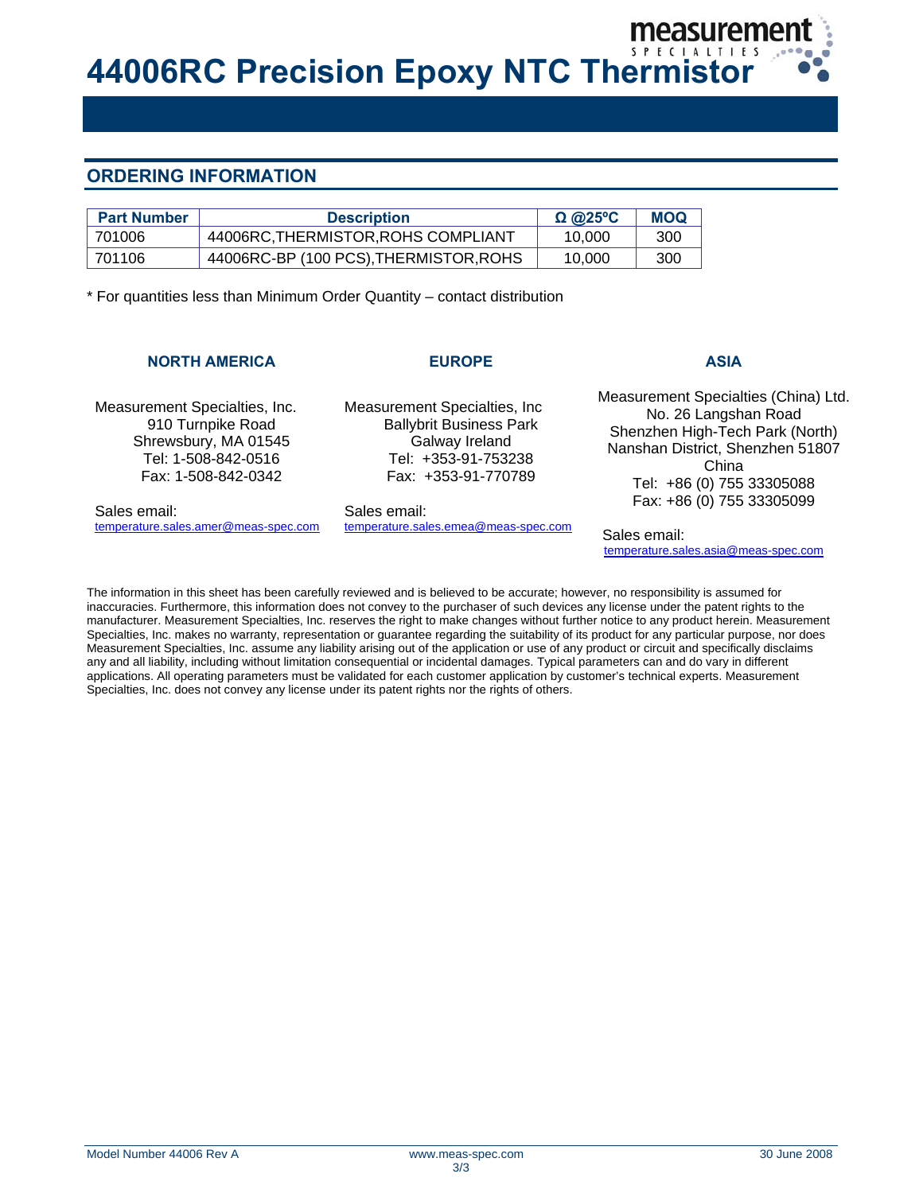# 44006RC Precision Epoxy NTC Thermistor

## ORDERING INFORMATION

| Part Number | Description | Ω @25ºC | MOQ |
| --- | --- | --- | --- |
| 701006 | 44006RC,THERMISTOR,ROHS COMPLIANT | 10,000 | 300 |
| 701106 | 44006RC-BP (100 PCS),THERMISTOR,ROHS | 10,000 | 300 |

* For quantities less than Minimum Order Quantity – contact distribution

### NORTH AMERICA

Measurement Specialties, Inc.
910 Turnpike Road
Shrewsbury, MA 01545
Tel: 1-508-842-0516
Fax: 1-508-842-0342

Sales email:
temperature.sales.amer@meas-spec.com

### EUROPE

Measurement Specialties, Inc
Ballybrit Business Park
Galway Ireland
Tel: +353-91-753238
Fax: +353-91-770789

Sales email:
temperature.sales.emea@meas-spec.com

### ASIA

Measurement Specialties (China) Ltd.
No. 26 Langshan Road
Shenzhen High-Tech Park (North)
Nanshan District, Shenzhen 51807
China
Tel: +86 (0) 755 33305088
Fax: +86 (0) 755 33305099

Sales email:
temperature.sales.asia@meas-spec.com

The information in this sheet has been carefully reviewed and is believed to be accurate; however, no responsibility is assumed for inaccuracies. Furthermore, this information does not convey to the purchaser of such devices any license under the patent rights to the manufacturer. Measurement Specialties, Inc. reserves the right to make changes without further notice to any product herein. Measurement Specialties, Inc. makes no warranty, representation or guarantee regarding the suitability of its product for any particular purpose, nor does Measurement Specialties, Inc. assume any liability arising out of the application or use of any product or circuit and specifically disclaims any and all liability, including without limitation consequential or incidental damages. Typical parameters can and do vary in different applications. All operating parameters must be validated for each customer application by customer's technical experts. Measurement Specialties, Inc. does not convey any license under its patent rights nor the rights of others.